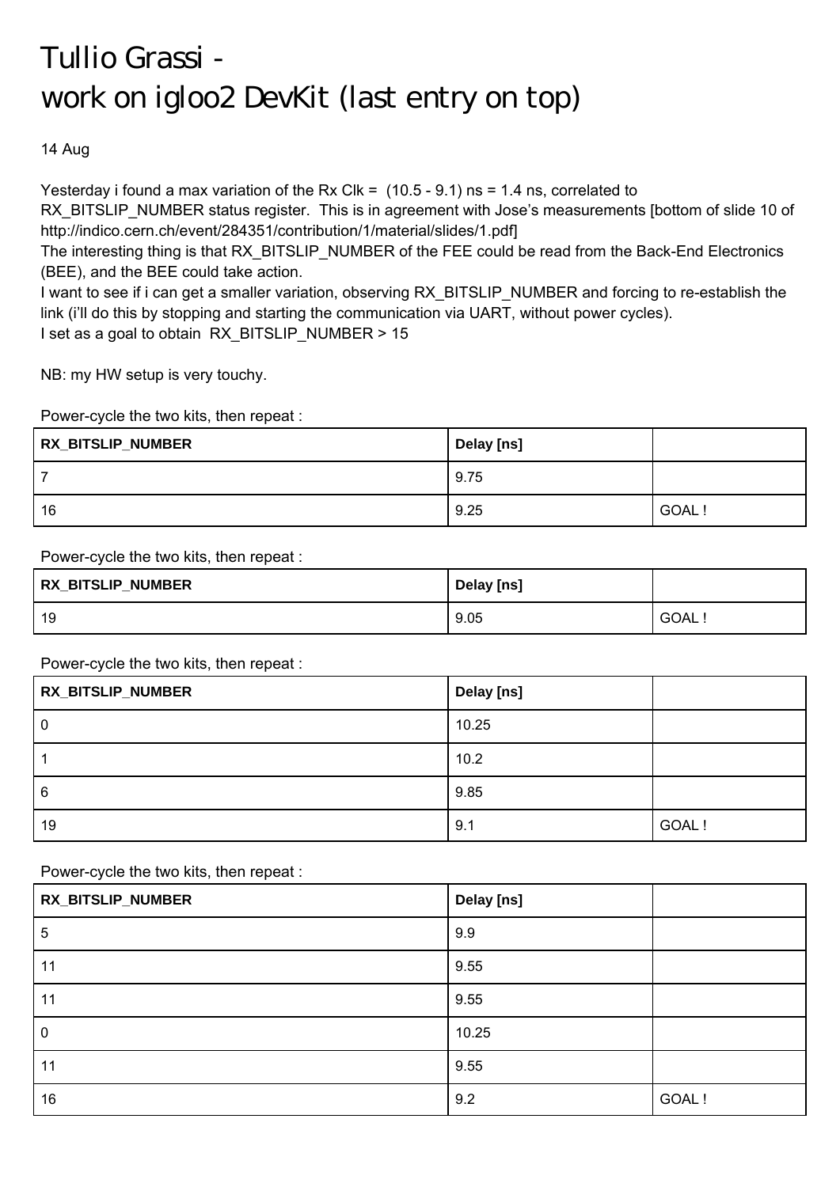# Tullio Grassi - work on igloo2 DevKit (last entry on top)

14 Aug

Yesterday i found a max variation of the Rx Clk = (10.5 - 9.1) ns = 1.4 ns, correlated to RX_BITSLIP_NUMBER status register. This is in agreement with Jose's measurements [bottom of slide 10 of http://indico.cern.ch/event/284351/contribution/1/material/slides/1.pdf]

The interesting thing is that RX_BITSLIP_NUMBER of the FEE could be read from the Back-End Electronics (BEE), and the BEE could take action.

I want to see if i can get a smaller variation, observing RX_BITSLIP_NUMBER and forcing to re-establish the link (i'll do this by stopping and starting the communication via UART, without power cycles).

I set as a goal to obtain RX_BITSLIP_NUMBER > 15

NB: my HW setup is very touchy.

Power-cycle the two kits, then repeat :

| RX_BITSLIP_NUMBER | Delay [ns] | |
|---|---|---|
| 7 | 9.75 | |
| 16 | 9.25 | GOAL ! |

Power-cycle the two kits, then repeat :

| RX_BITSLIP_NUMBER | Delay [ns] | |
|---|---|---|
| 19 | 9.05 | GOAL ! |

Power-cycle the two kits, then repeat :

| RX_BITSLIP_NUMBER | Delay [ns] | |
|---|---|---|
| 0 | 10.25 | |
| 1 | 10.2 | |
| 6 | 9.85 | |
| 19 | 9.1 | GOAL ! |

Power-cycle the two kits, then repeat :

| RX_BITSLIP_NUMBER | Delay [ns] | |
|---|---|---|
| 5 | 9.9 | |
| 11 | 9.55 | |
| 11 | 9.55 | |
| 0 | 10.25 | |
| 11 | 9.55 | |
| 16 | 9.2 | GOAL ! |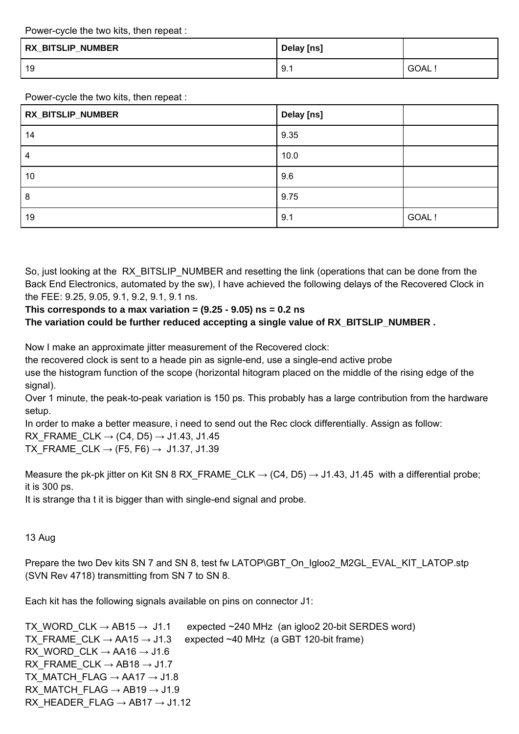Power-cycle the two kits, then repeat :

| RX_BITSLIP_NUMBER | Delay [ns] | |
|---|---|---|
| 19 | 9.1 | GOAL ! |

Power-cycle the two kits, then repeat :

| RX_BITSLIP_NUMBER | Delay [ns] | |
|---|---|---|
| 14 | 9.35 | |
| 4 | 10.0 | |
| 10 | 9.6 | |
| 8 | 9.75 | |
| 19 | 9.1 | GOAL ! |

So, just looking at the RX_BITSLIP_NUMBER and resetting the link (operations that can be done from the Back End Electronics, automated by the sw), I have achieved the following delays of the Recovered Clock in the FEE: 9.25, 9.05, 9.1, 9.2, 9.1, 9.1 ns.

**This corresponds to a max variation = (9.25 - 9.05) ns = 0.2 ns**

**The variation could be further reduced accepting a single value of RX_BITSLIP_NUMBER .**

Now I make an approximate jitter measurement of the Recovered clock:
the recovered clock is sent to a heade pin as signle-end, use a single-end active probe
use the histogram function of the scope (horizontal hitogram placed on the middle of the rising edge of the signal).
Over 1 minute, the peak-to-peak variation is 150 ps. This probably has a large contribution from the hardware setup.
In order to make a better measure, i need to send out the Rec clock differentially. Assign as follow:
RX_FRAME_CLK → (C4, D5) → J1.43, J1.45
TX_FRAME_CLK → (F5, F6) → J1.37, J1.39

Measure the pk-pk jitter on Kit SN 8 RX_FRAME_CLK → (C4, D5) → J1.43, J1.45 with a differential probe; it is 300 ps.
It is strange tha t it is bigger than with single-end signal and probe.

13 Aug

Prepare the two Dev kits SN 7 and SN 8, test fw LATOP\GBT_On_Igloo2_M2GL_EVAL_KIT_LATOP.stp (SVN Rev 4718) transmitting from SN 7 to SN 8.

Each kit has the following signals available on pins on connector J1:

TX_WORD_CLK → AB15 → J1.1 expected ~240 MHz (an igloo2 20-bit SERDES word)
TX_FRAME_CLK → AA15 → J1.3 expected ~40 MHz (a GBT 120-bit frame)
RX_WORD_CLK → AA16 → J1.6
RX_FRAME_CLK → AB18 → J1.7
TX_MATCH_FLAG → AA17 → J1.8
RX_MATCH_FLAG → AB19 → J1.9
RX_HEADER_FLAG → AB17 → J1.12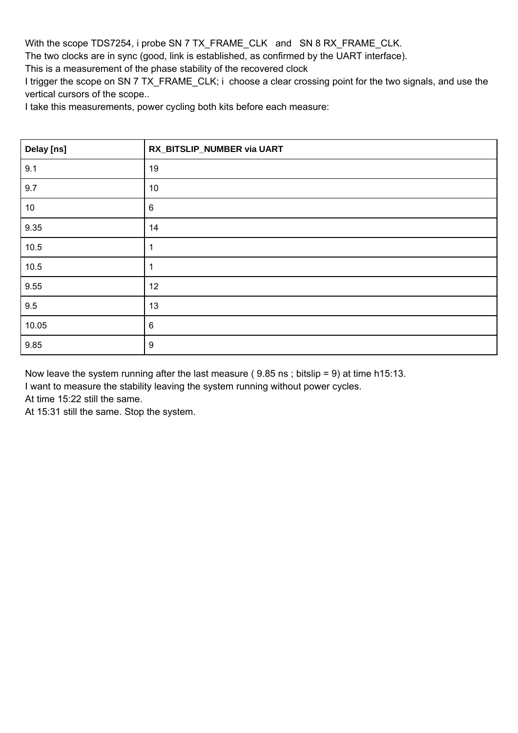With the scope TDS7254, i probe SN 7 TX_FRAME_CLK   and   SN 8 RX_FRAME_CLK.
The two clocks are in sync (good, link is established, as confirmed by the UART interface).
This is a measurement of the phase stability of the recovered clock
I trigger the scope on SN 7 TX_FRAME_CLK; i  choose a clear crossing point for the two signals, and use the vertical cursors of the scope..
I take this measurements, power cycling both kits before each measure:

| **Delay [ns]** | **RX_BITSLIP_NUMBER via UART** |
|---|---|
| 9.1 | 19 |
| 9.7 | 10 |
| 10 | 6 |
| 9.35 | 14 |
| 10.5 | 1 |
| 10.5 | 1 |
| 9.55 | 12 |
| 9.5 | 13 |
| 10.05 | 6 |
| 9.85 | 9 |

Now leave the system running after the last measure ( 9.85 ns ; bitslip = 9) at time h15:13.
I want to measure the stability leaving the system running without power cycles.
At time 15:22 still the same.
At 15:31 still the same. Stop the system.